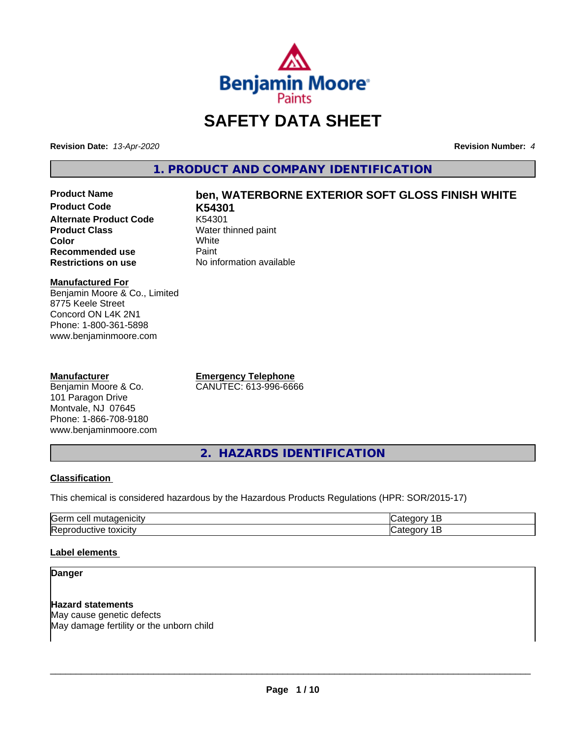# SAFETY DATA SHEET

**Revision Date:** *13-Apr-2020* **Revision Number:** *4*

## 1. PRODUCT AND COMPANY IDENTIFICATION

| | |
|---|---|
| **Product Name** | **ben, WATERBORNE EXTERIOR SOFT GLOSS FINISH WHITE** |
| **Product Code** | **K54301** |
| **Alternate Product Code** | K54301 |
| **Product Class** | Water thinned paint |
| **Color** | White |
| **Recommended use** | Paint |
| **Restrictions on use** | No information available |

**Manufactured For**
Benjamin Moore & Co., Limited
8775 Keele Street
Concord ON L4K 2N1
Phone: 1-800-361-5898
www.benjaminmoore.com

**Manufacturer**
Benjamin Moore & Co.
101 Paragon Drive
Montvale, NJ 07645
Phone: 1-866-708-9180
www.benjaminmoore.com

**Emergency Telephone**
CANUTEC: 613-996-6666

## 2. HAZARDS IDENTIFICATION

### Classification

This chemical is considered hazardous by the Hazardous Products Regulations (HPR: SOR/2015-17)

| | |
|---|---|
| Germ cell mutagenicity | Category 1B |
| Reproductive toxicity | Category 1B |

### Label elements

**Danger**

**Hazard statements**
May cause genetic defects
May damage fertility or the unborn child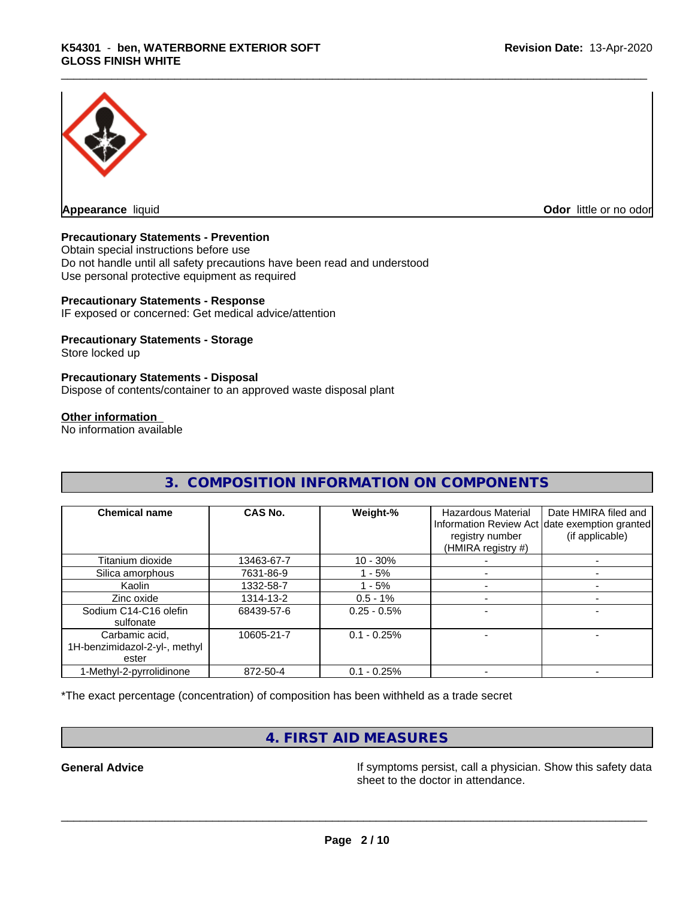**Appearance** liquid

**Odor** little or no odor

**Precautionary Statements - Prevention**

Obtain special instructions before use
Do not handle until all safety precautions have been read and understood
Use personal protective equipment as required

**Precautionary Statements - Response**

IF exposed or concerned: Get medical advice/attention

**Precautionary Statements - Storage**

Store locked up

**Precautionary Statements - Disposal**

Dispose of contents/container to an approved waste disposal plant

**Other information**

No information available

## 3. COMPOSITION INFORMATION ON COMPONENTS

| Chemical name | CAS No. | Weight-% | Hazardous Material Information Review Act registry number (HMIRA registry #) | Date HMIRA filed and date exemption granted (if applicable) |
|---|---|---|---|---|
| Titanium dioxide | 13463-67-7 | 10 - 30% | - | - |
| Silica amorphous | 7631-86-9 | 1 - 5% | - | - |
| Kaolin | 1332-58-7 | 1 - 5% | - | - |
| Zinc oxide | 1314-13-2 | 0.5 - 1% | - | - |
| Sodium C14-C16 olefin sulfonate | 68439-57-6 | 0.25 - 0.5% | - | - |
| Carbamic acid, 1H-benzimidazol-2-yl-, methyl ester | 10605-21-7 | 0.1 - 0.25% | - | - |
| 1-Methyl-2-pyrrolidinone | 872-50-4 | 0.1 - 0.25% | - | - |

*The exact percentage (concentration) of composition has been withheld as a trade secret

## 4. FIRST AID MEASURES

**General Advice** If symptoms persist, call a physician. Show this safety data sheet to the doctor in attendance.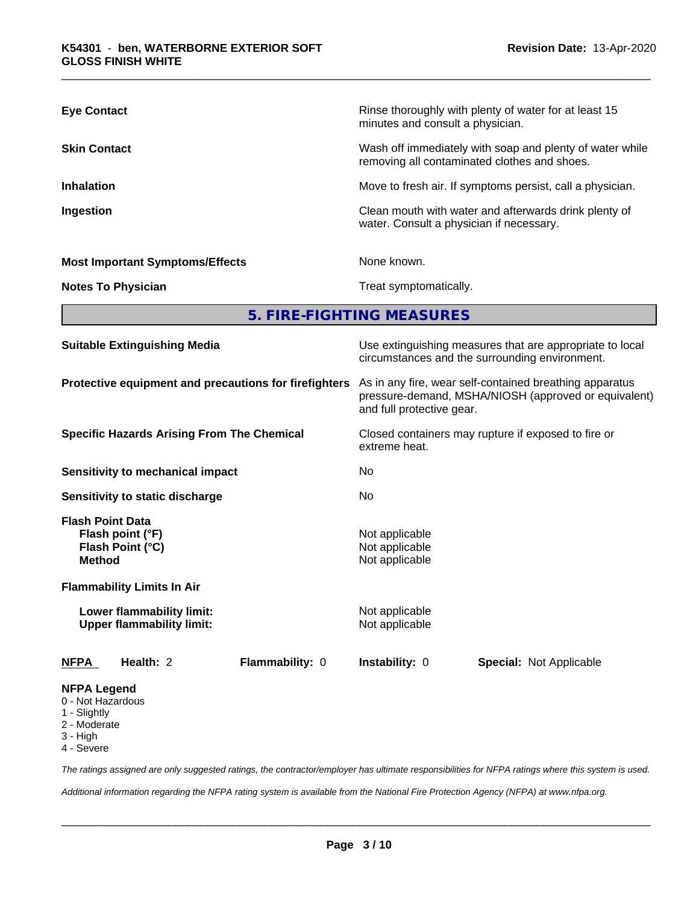| | |
|---|---|
| **Eye Contact** | Rinse thoroughly with plenty of water for at least 15 minutes and consult a physician. |
| **Skin Contact** | Wash off immediately with soap and plenty of water while removing all contaminated clothes and shoes. |
| **Inhalation** | Move to fresh air. If symptoms persist, call a physician. |
| **Ingestion** | Clean mouth with water and afterwards drink plenty of water. Consult a physician if necessary. |
| **Most Important Symptoms/Effects** | None known. |
| **Notes To Physician** | Treat symptomatically. |

## 5. FIRE-FIGHTING MEASURES

| | |
|---|---|
| **Suitable Extinguishing Media** | Use extinguishing measures that are appropriate to local circumstances and the surrounding environment. |
| **Protective equipment and precautions for firefighters** | As in any fire, wear self-contained breathing apparatus pressure-demand, MSHA/NIOSH (approved or equivalent) and full protective gear. |
| **Specific Hazards Arising From The Chemical** | Closed containers may rupture if exposed to fire or extreme heat. |
| **Sensitivity to mechanical impact** | No |
| **Sensitivity to static discharge** | No |

**Flash Point Data**

| | |
|---|---|
| **Flash point (°F)** | Not applicable |
| **Flash Point (°C)** | Not applicable |
| **Method** | Not applicable |

**Flammability Limits In Air**

| | |
|---|---|
| **Lower flammability limit:** | Not applicable |
| **Upper flammability limit:** | Not applicable |

| **NFPA** | **Health:** 2 | **Flammability:** 0 | **Instability:** 0 | **Special:** Not Applicable |
|---|---|---|---|---|

**NFPA Legend**
- 0 - Not Hazardous
- 1 - Slightly
- 2 - Moderate
- 3 - High
- 4 - Severe

*The ratings assigned are only suggested ratings, the contractor/employer has ultimate responsibilities for NFPA ratings where this system is used.*

*Additional information regarding the NFPA rating system is available from the National Fire Protection Agency (NFPA) at www.nfpa.org.*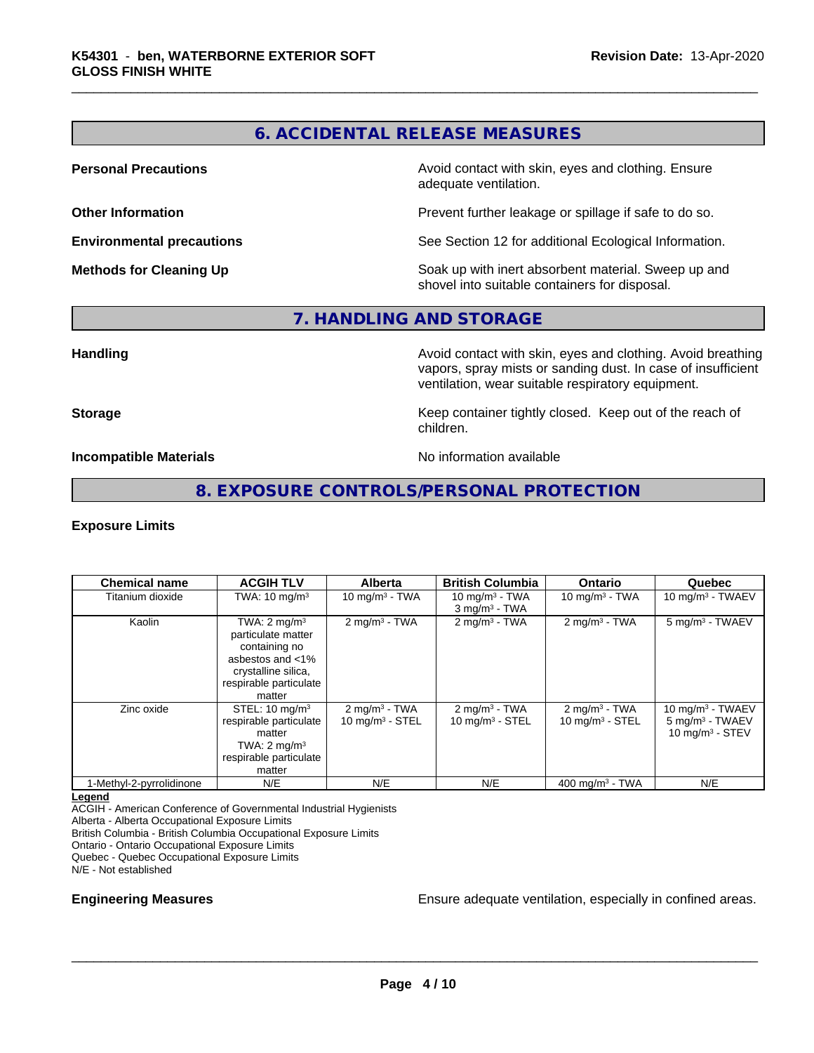## 6. ACCIDENTAL RELEASE MEASURES

**Personal Precautions** Avoid contact with skin, eyes and clothing. Ensure adequate ventilation.

**Other Information** Prevent further leakage or spillage if safe to do so.

**Environmental precautions** See Section 12 for additional Ecological Information.

**Methods for Cleaning Up** Soak up with inert absorbent material. Sweep up and shovel into suitable containers for disposal.

## 7. HANDLING AND STORAGE

**Handling** Avoid contact with skin, eyes and clothing. Avoid breathing vapors, spray mists or sanding dust. In case of insufficient ventilation, wear suitable respiratory equipment.

**Storage** Keep container tightly closed. Keep out of the reach of children.

**Incompatible Materials** No information available

## 8. EXPOSURE CONTROLS/PERSONAL PROTECTION

### Exposure Limits

| Chemical name | ACGIH TLV | Alberta | British Columbia | Ontario | Quebec |
|---|---|---|---|---|---|
| Titanium dioxide | TWA: 10 mg/m³ | 10 mg/m³ - TWA | 10 mg/m³ - TWA<br>3 mg/m³ - TWA | 10 mg/m³ - TWA | 10 mg/m³ - TWAEV |
| Kaolin | TWA: 2 mg/m³ particulate matter containing no asbestos and <1% crystalline silica, respirable particulate matter | 2 mg/m³ - TWA | 2 mg/m³ - TWA | 2 mg/m³ - TWA | 5 mg/m³ - TWAEV |
| Zinc oxide | STEL: 10 mg/m³ respirable particulate matter<br>TWA: 2 mg/m³ respirable particulate matter | 2 mg/m³ - TWA<br>10 mg/m³ - STEL | 2 mg/m³ - TWA<br>10 mg/m³ - STEL | 2 mg/m³ - TWA<br>10 mg/m³ - STEL | 10 mg/m³ - TWAEV<br>5 mg/m³ - TWAEV<br>10 mg/m³ - STEV |
| 1-Methyl-2-pyrrolidinone | N/E | N/E | N/E | 400 mg/m³ - TWA | N/E |

**Legend**
ACGIH - American Conference of Governmental Industrial Hygienists
Alberta - Alberta Occupational Exposure Limits
British Columbia - British Columbia Occupational Exposure Limits
Ontario - Ontario Occupational Exposure Limits
Quebec - Quebec Occupational Exposure Limits
N/E - Not established

**Engineering Measures** Ensure adequate ventilation, especially in confined areas.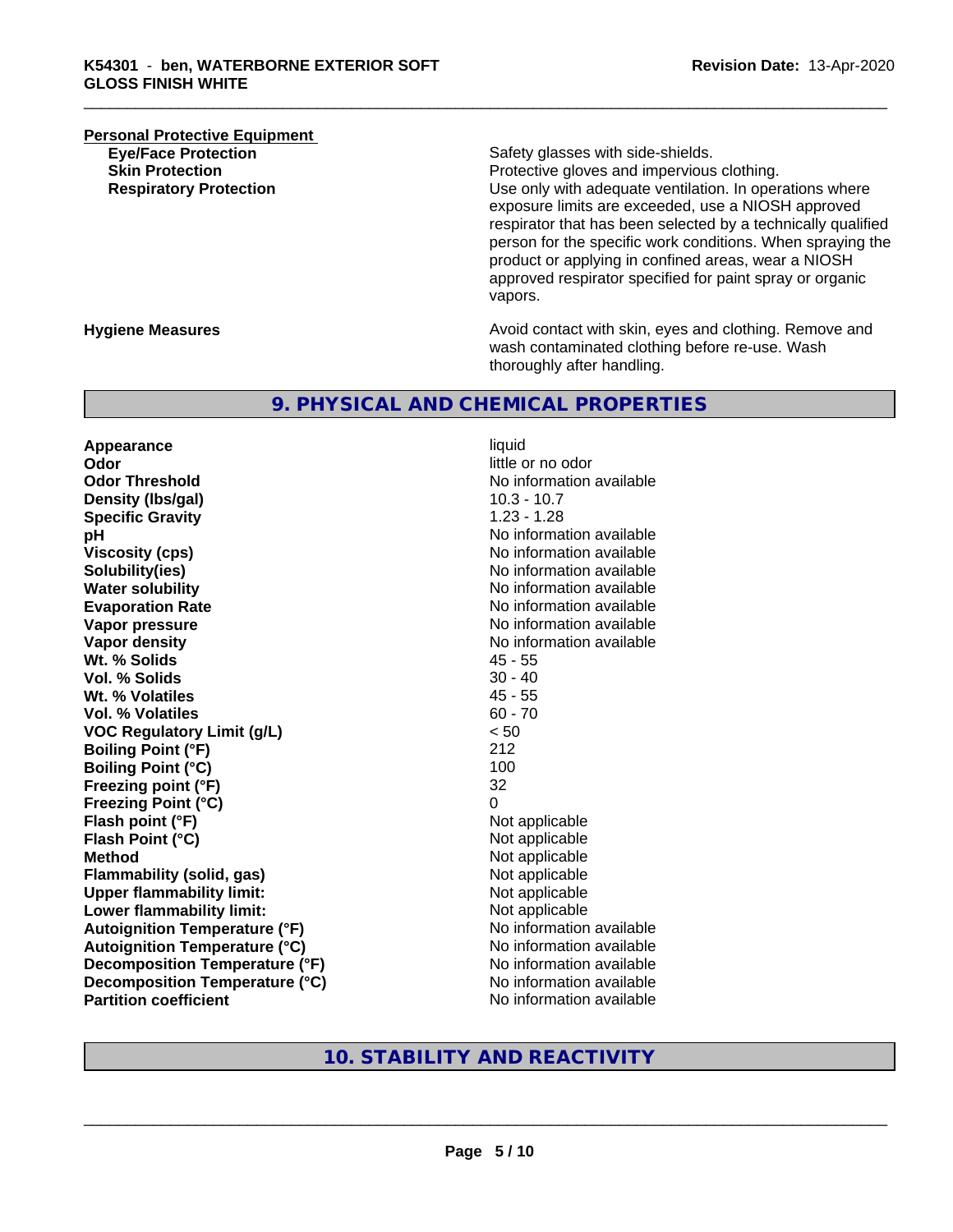**Personal Protective Equipment**

| | |
|---|---|
| **Eye/Face Protection** | Safety glasses with side-shields. |
| **Skin Protection** | Protective gloves and impervious clothing. |
| **Respiratory Protection** | Use only with adequate ventilation. In operations where exposure limits are exceeded, use a NIOSH approved respirator that has been selected by a technically qualified person for the specific work conditions. When spraying the product or applying in confined areas, wear a NIOSH approved respirator specified for paint spray or organic vapors. |
| **Hygiene Measures** | Avoid contact with skin, eyes and clothing. Remove and wash contaminated clothing before re-use. Wash thoroughly after handling. |

## 9. PHYSICAL AND CHEMICAL PROPERTIES

| | |
|---|---|
| **Appearance** | liquid |
| **Odor** | little or no odor |
| **Odor Threshold** | No information available |
| **Density (lbs/gal)** | 10.3 - 10.7 |
| **Specific Gravity** | 1.23 - 1.28 |
| **pH** | No information available |
| **Viscosity (cps)** | No information available |
| **Solubility(ies)** | No information available |
| **Water solubility** | No information available |
| **Evaporation Rate** | No information available |
| **Vapor pressure** | No information available |
| **Vapor density** | No information available |
| **Wt. % Solids** | 45 - 55 |
| **Vol. % Solids** | 30 - 40 |
| **Wt. % Volatiles** | 45 - 55 |
| **Vol. % Volatiles** | 60 - 70 |
| **VOC Regulatory Limit (g/L)** | < 50 |
| **Boiling Point (°F)** | 212 |
| **Boiling Point (°C)** | 100 |
| **Freezing point (°F)** | 32 |
| **Freezing Point (°C)** | 0 |
| **Flash point (°F)** | Not applicable |
| **Flash Point (°C)** | Not applicable |
| **Method** | Not applicable |
| **Flammability (solid, gas)** | Not applicable |
| **Upper flammability limit:** | Not applicable |
| **Lower flammability limit:** | Not applicable |
| **Autoignition Temperature (°F)** | No information available |
| **Autoignition Temperature (°C)** | No information available |
| **Decomposition Temperature (°F)** | No information available |
| **Decomposition Temperature (°C)** | No information available |
| **Partition coefficient** | No information available |

## 10. STABILITY AND REACTIVITY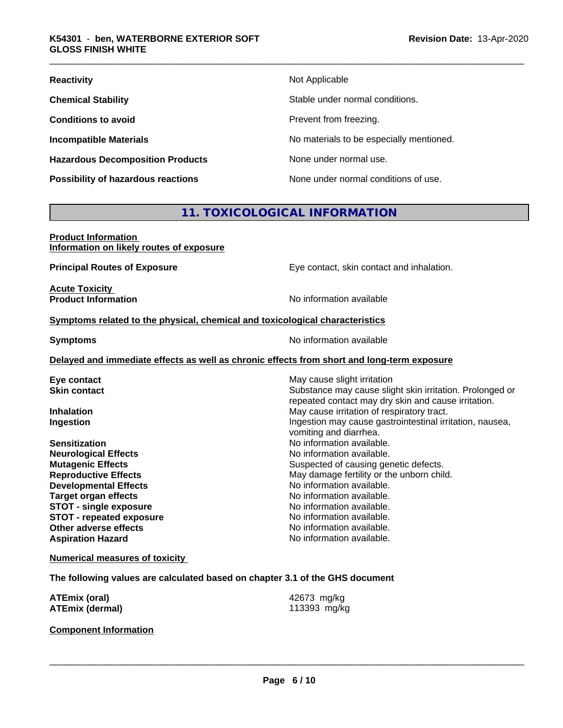| | |
|---|---|
| **Reactivity** | Not Applicable |
| **Chemical Stability** | Stable under normal conditions. |
| **Conditions to avoid** | Prevent from freezing. |
| **Incompatible Materials** | No materials to be especially mentioned. |
| **Hazardous Decomposition Products** | None under normal use. |
| **Possibility of hazardous reactions** | None under normal conditions of use. |

## 11. TOXICOLOGICAL INFORMATION

**Product Information**
**Information on likely routes of exposure**

**Principal Routes of Exposure** — Eye contact, skin contact and inhalation.

**Acute Toxicity**
**Product Information** — No information available

**Symptoms related to the physical, chemical and toxicological characteristics**

**Symptoms** — No information available

**Delayed and immediate effects as well as chronic effects from short and long-term exposure**

| | |
|---|---|
| **Eye contact** | May cause slight irritation |
| **Skin contact** | Substance may cause slight skin irritation. Prolonged or repeated contact may dry skin and cause irritation. |
| **Inhalation** | May cause irritation of respiratory tract. |
| **Ingestion** | Ingestion may cause gastrointestinal irritation, nausea, vomiting and diarrhea. |
| **Sensitization** | No information available. |
| **Neurological Effects** | No information available. |
| **Mutagenic Effects** | Suspected of causing genetic defects. |
| **Reproductive Effects** | May damage fertility or the unborn child. |
| **Developmental Effects** | No information available. |
| **Target organ effects** | No information available. |
| **STOT - single exposure** | No information available. |
| **STOT - repeated exposure** | No information available. |
| **Other adverse effects** | No information available. |
| **Aspiration Hazard** | No information available. |

**Numerical measures of toxicity**

**The following values are calculated based on chapter 3.1 of the GHS document**

| | |
|---|---|
| **ATEmix (oral)** | 42673 mg/kg |
| **ATEmix (dermal)** | 113393 mg/kg |

**Component Information**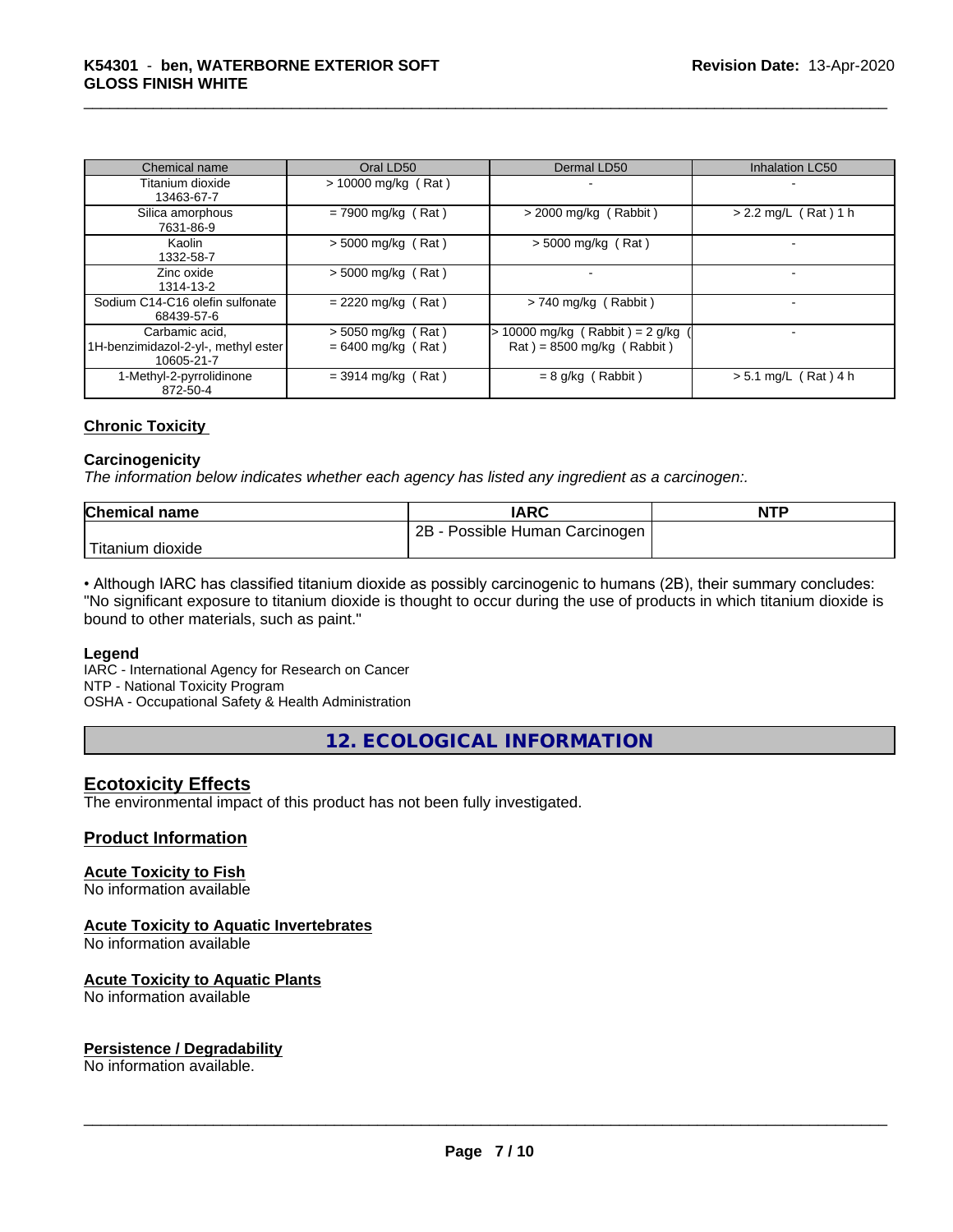| Chemical name | Oral LD50 | Dermal LD50 | Inhalation LC50 |
|---|---|---|---|
| Titanium dioxide<br>13463-67-7 | > 10000 mg/kg ( Rat ) | - | - |
| Silica amorphous<br>7631-86-9 | = 7900 mg/kg ( Rat ) | > 2000 mg/kg ( Rabbit ) | > 2.2 mg/L ( Rat ) 1 h |
| Kaolin<br>1332-58-7 | > 5000 mg/kg ( Rat ) | > 5000 mg/kg ( Rat ) | - |
| Zinc oxide<br>1314-13-2 | > 5000 mg/kg ( Rat ) | - | - |
| Sodium C14-C16 olefin sulfonate<br>68439-57-6 | = 2220 mg/kg ( Rat ) | > 740 mg/kg ( Rabbit ) | - |
| Carbamic acid, 1H-benzimidazol-2-yl-, methyl ester<br>10605-21-7 | > 5050 mg/kg ( Rat )<br>= 6400 mg/kg ( Rat ) | > 10000 mg/kg ( Rabbit ) = 2 g/kg ( Rat ) = 8500 mg/kg ( Rabbit ) | - |
| 1-Methyl-2-pyrrolidinone<br>872-50-4 | = 3914 mg/kg ( Rat ) | = 8 g/kg ( Rabbit ) | > 5.1 mg/L ( Rat ) 4 h |

## Chronic Toxicity

### Carcinogenicity

*The information below indicates whether each agency has listed any ingredient as a carcinogen:.*

| Chemical name | IARC | NTP |
|---|---|---|
| Titanium dioxide | 2B - Possible Human Carcinogen | |

• Although IARC has classified titanium dioxide as possibly carcinogenic to humans (2B), their summary concludes: "No significant exposure to titanium dioxide is thought to occur during the use of products in which titanium dioxide is bound to other materials, such as paint."

### Legend

IARC - International Agency for Research on Cancer
NTP - National Toxicity Program
OSHA - Occupational Safety & Health Administration

# 12. ECOLOGICAL INFORMATION

## Ecotoxicity Effects

The environmental impact of this product has not been fully investigated.

## Product Information

### Acute Toxicity to Fish

No information available

### Acute Toxicity to Aquatic Invertebrates

No information available

### Acute Toxicity to Aquatic Plants

No information available

### Persistence / Degradability

No information available.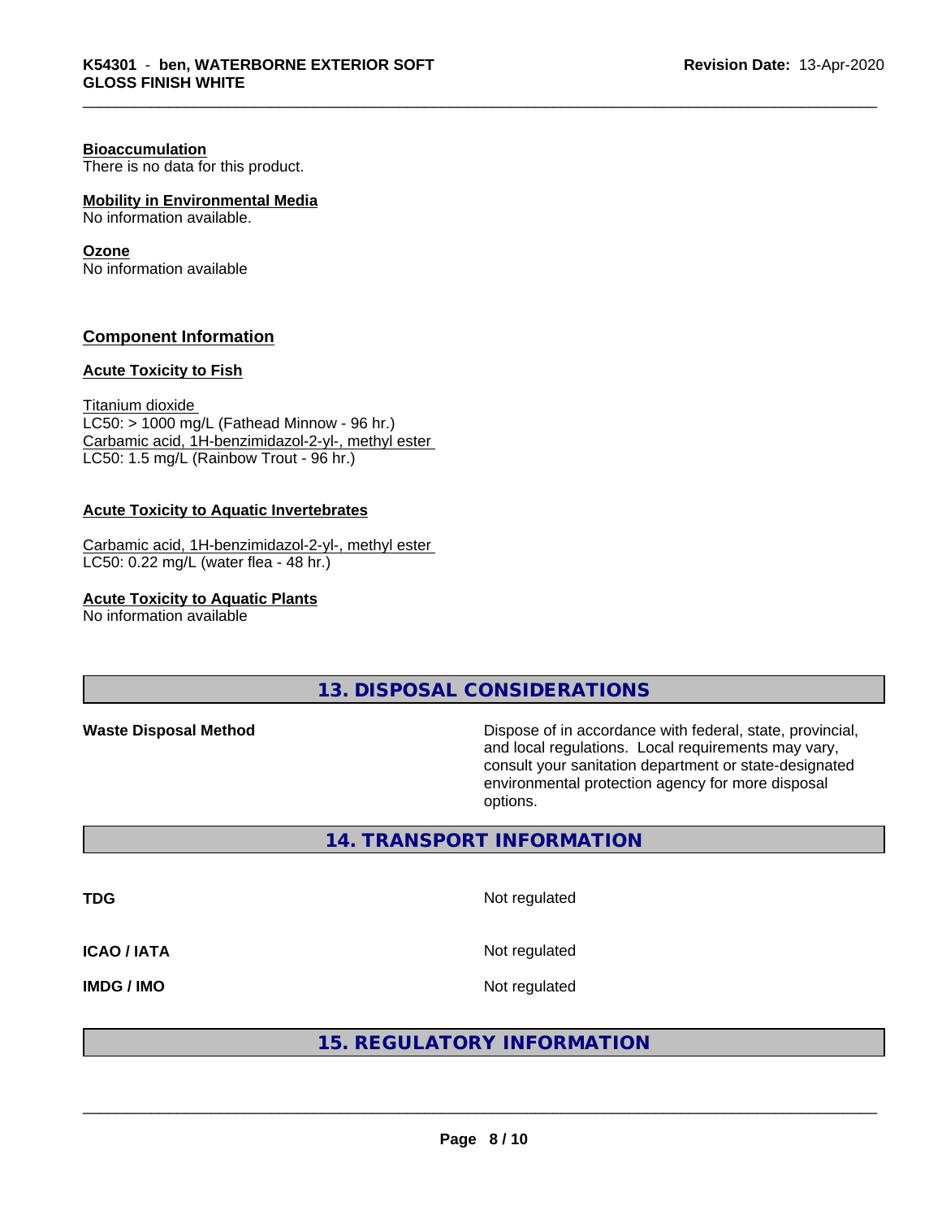**Bioaccumulation**
There is no data for this product.

**Mobility in Environmental Media**
No information available.

**Ozone**
No information available

**Component Information**

**Acute Toxicity to Fish**

Titanium dioxide
LC50: > 1000 mg/L (Fathead Minnow - 96 hr.)
Carbamic acid, 1H-benzimidazol-2-yl-, methyl ester
LC50: 1.5 mg/L (Rainbow Trout - 96 hr.)

**Acute Toxicity to Aquatic Invertebrates**

Carbamic acid, 1H-benzimidazol-2-yl-, methyl ester
LC50: 0.22 mg/L (water flea - 48 hr.)

**Acute Toxicity to Aquatic Plants**
No information available

## 13. DISPOSAL CONSIDERATIONS

**Waste Disposal Method**

Dispose of in accordance with federal, state, provincial, and local regulations. Local requirements may vary, consult your sanitation department or state-designated environmental protection agency for more disposal options.

## 14. TRANSPORT INFORMATION

| | |
|---|---|
| **TDG** | Not regulated |
| **ICAO / IATA** | Not regulated |
| **IMDG / IMO** | Not regulated |

## 15. REGULATORY INFORMATION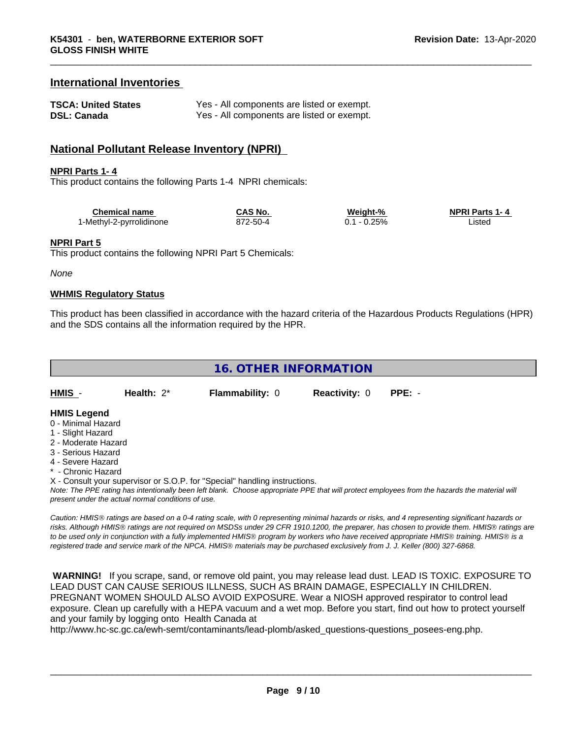## International Inventories

| | |
|---|---|
| **TSCA: United States** | Yes - All components are listed or exempt. |
| **DSL: Canada** | Yes - All components are listed or exempt. |

## National Pollutant Release Inventory (NPRI)

**NPRI Parts 1- 4**

This product contains the following Parts 1-4 NPRI chemicals:

| Chemical name | CAS No. | Weight-% | NPRI Parts 1- 4 |
|---|---|---|---|
| 1-Methyl-2-pyrrolidinone | 872-50-4 | 0.1 - 0.25% | Listed |

**NPRI Part 5**

This product contains the following NPRI Part 5 Chemicals:

*None*

**WHMIS Regulatory Status**

This product has been classified in accordance with the hazard criteria of the Hazardous Products Regulations (HPR) and the SDS contains all the information required by the HPR.

## 16. OTHER INFORMATION

| HMIS - | Health: 2* | Flammability: 0 | Reactivity: 0 | PPE: - |
|---|---|---|---|---|

**HMIS Legend**

0 - Minimal Hazard
1 - Slight Hazard
2 - Moderate Hazard
3 - Serious Hazard
4 - Severe Hazard
* - Chronic Hazard
X - Consult your supervisor or S.O.P. for "Special" handling instructions.

*Note: The PPE rating has intentionally been left blank. Choose appropriate PPE that will protect employees from the hazards the material will present under the actual normal conditions of use.*

*Caution: HMIS® ratings are based on a 0-4 rating scale, with 0 representing minimal hazards or risks, and 4 representing significant hazards or risks. Although HMIS® ratings are not required on MSDSs under 29 CFR 1910.1200, the preparer, has chosen to provide them. HMIS® ratings are to be used only in conjunction with a fully implemented HMIS® program by workers who have received appropriate HMIS® training. HMIS® is a registered trade and service mark of the NPCA. HMIS® materials may be purchased exclusively from J. J. Keller (800) 327-6868.*

**WARNING!** If you scrape, sand, or remove old paint, you may release lead dust. LEAD IS TOXIC. EXPOSURE TO LEAD DUST CAN CAUSE SERIOUS ILLNESS, SUCH AS BRAIN DAMAGE, ESPECIALLY IN CHILDREN. PREGNANT WOMEN SHOULD ALSO AVOID EXPOSURE. Wear a NIOSH approved respirator to control lead exposure. Clean up carefully with a HEPA vacuum and a wet mop. Before you start, find out how to protect yourself and your family by logging onto Health Canada at http://www.hc-sc.gc.ca/ewh-semt/contaminants/lead-plomb/asked_questions-questions_posees-eng.php.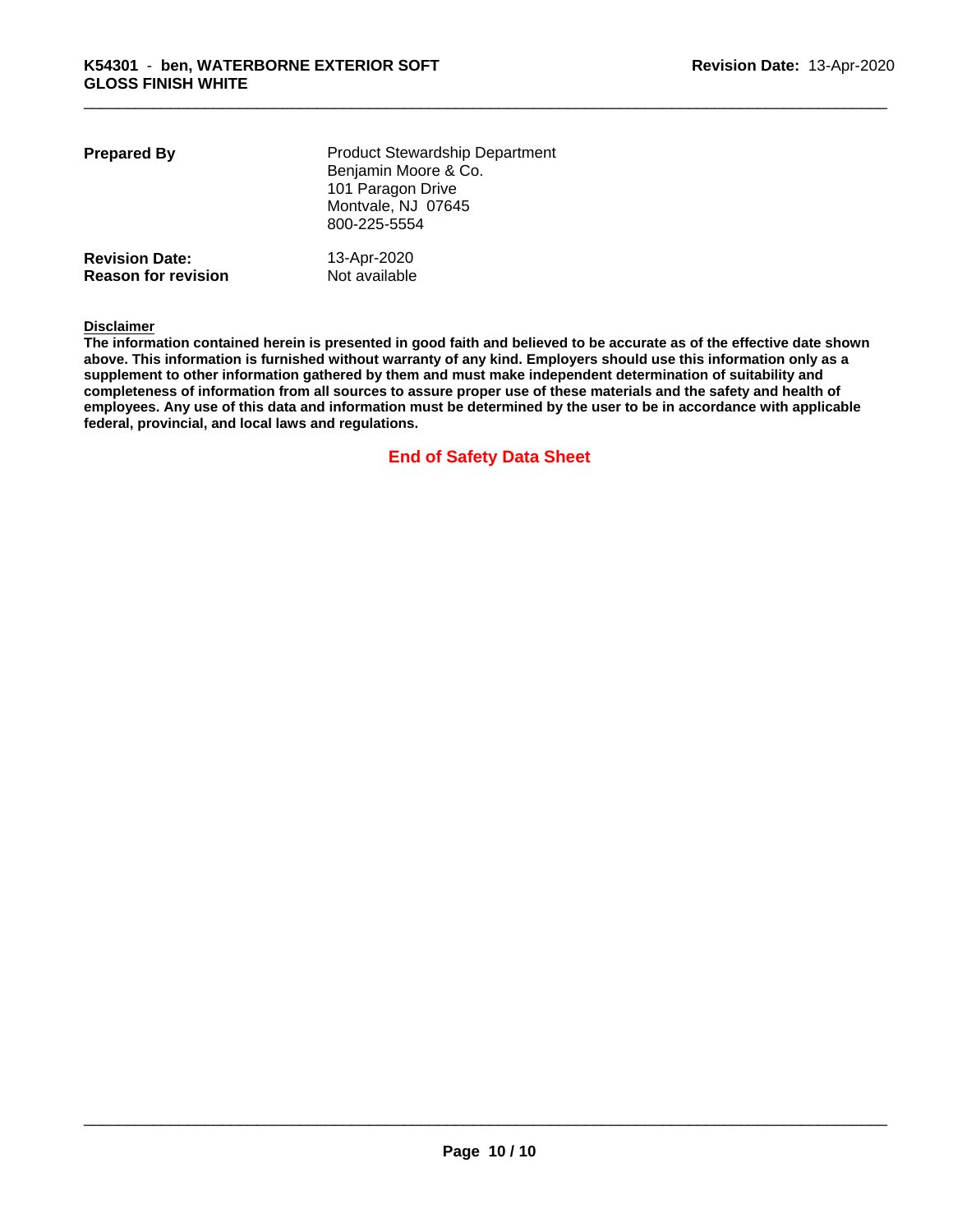| | |
|---|---|
| **Prepared By** | Product Stewardship Department<br>Benjamin Moore & Co.<br>101 Paragon Drive<br>Montvale, NJ 07645<br>800-225-5554 |
| **Revision Date:** | 13-Apr-2020 |
| **Reason for revision** | Not available |

**Disclaimer**

**The information contained herein is presented in good faith and believed to be accurate as of the effective date shown above. This information is furnished without warranty of any kind. Employers should use this information only as a supplement to other information gathered by them and must make independent determination of suitability and completeness of information from all sources to assure proper use of these materials and the safety and health of employees. Any use of this data and information must be determined by the user to be in accordance with applicable federal, provincial, and local laws and regulations.**

**End of Safety Data Sheet**